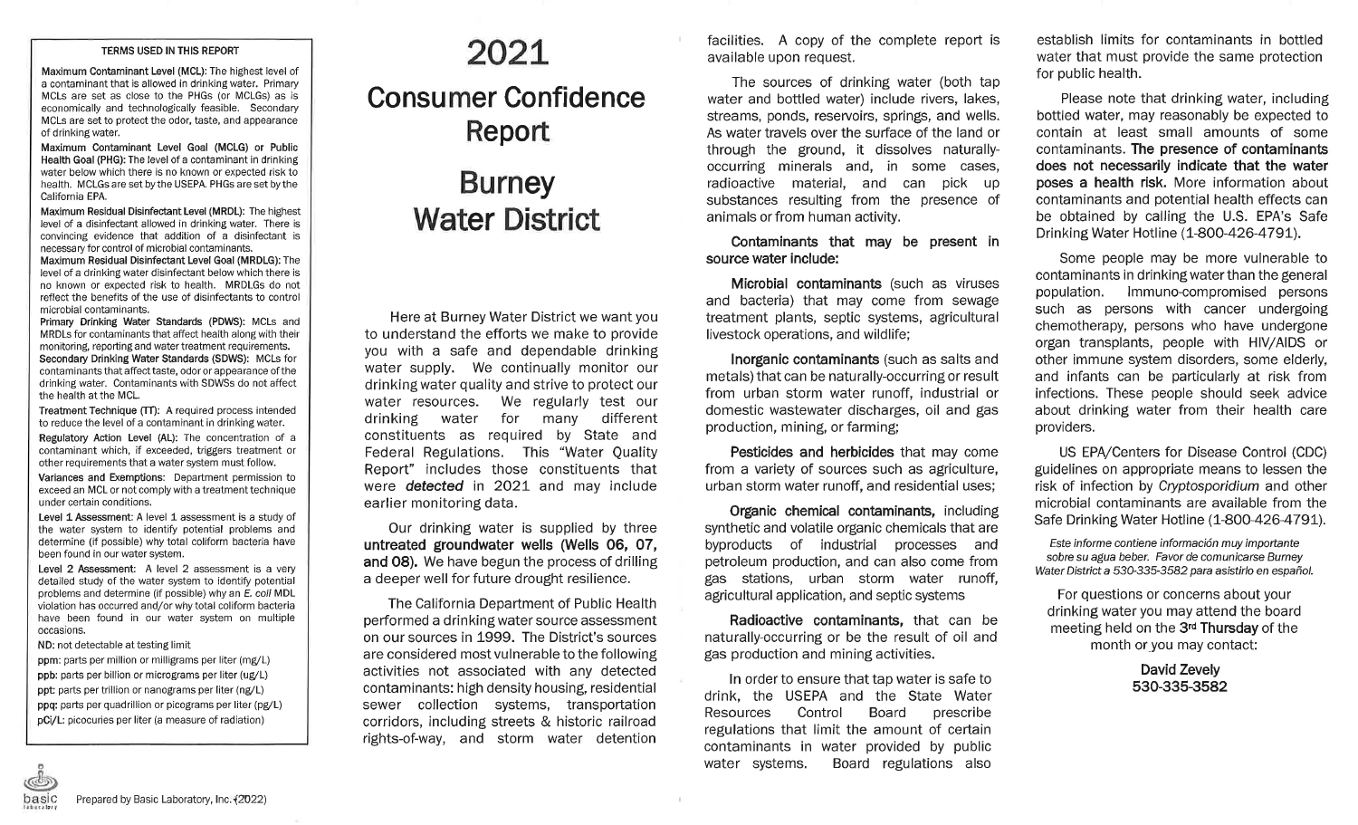# 2021

# Consumer Confidence Report

# Burney Water District

Here at Burney Water District we want you to understand the efforts we make to provide you with a safe and dependable drinking water supply. We continually monitor our drinking water quality and strive to protect our water resources. We regularly test our drinking water for many different constituents as required by State and Federal Regulations. This "Water Quality Report" includes those constituents that were ***detected*** in 2021 and may include earlier monitoring data.

Our drinking water is supplied by three **untreated groundwater wells (Wells 06, 07, and 08).** We have begun the process of drilling a deeper well for future drought resilience.

The California Department of Public Health performed a drinking water source assessment on our sources in 1999. The District's sources are considered most vulnerable to the following activities not associated with any detected contaminants: high density housing, residential sewer collection systems, transportation corridors, including streets & historic railroad rights-of-way, and storm water detention facilities. A copy of the complete report is available upon request.

The sources of drinking water (both tap water and bottled water) include rivers, lakes, streams, ponds, reservoirs, springs, and wells. As water travels over the surface of the land or through the ground, it dissolves naturally-occurring minerals and, in some cases, radioactive material, and can pick up substances resulting from the presence of animals or from human activity.

**Contaminants that may be present in source water include:**

**Microbial contaminants** (such as viruses and bacteria) that may come from sewage treatment plants, septic systems, agricultural livestock operations, and wildlife;

**Inorganic contaminants** (such as salts and metals) that can be naturally-occurring or result from urban storm water runoff, industrial or domestic wastewater discharges, oil and gas production, mining, or farming;

**Pesticides and herbicides** that may come from a variety of sources such as agriculture, urban storm water runoff, and residential uses;

**Organic chemical contaminants,** including synthetic and volatile organic chemicals that are byproducts of industrial processes and petroleum production, and can also come from gas stations, urban storm water runoff, agricultural application, and septic systems

**Radioactive contaminants,** that can be naturally-occurring or be the result of oil and gas production and mining activities.

In order to ensure that tap water is safe to drink, the USEPA and the State Water Resources Control Board prescribe regulations that limit the amount of certain contaminants in water provided by public water systems. Board regulations also establish limits for contaminants in bottled water that must provide the same protection for public health.

Please note that drinking water, including bottled water, may reasonably be expected to contain at least small amounts of some contaminants. **The presence of contaminants does not necessarily indicate that the water poses a health risk.** More information about contaminants and potential health effects can be obtained by calling the U.S. EPA's Safe Drinking Water Hotline (1-800-426-4791).

Some people may be more vulnerable to contaminants in drinking water than the general population. Immuno-compromised persons such as persons with cancer undergoing chemotherapy, persons who have undergone organ transplants, people with HIV/AIDS or other immune system disorders, some elderly, and infants can be particularly at risk from infections. These people should seek advice about drinking water from their health care providers.

US EPA/Centers for Disease Control (CDC) guidelines on appropriate means to lessen the risk of infection by *Cryptosporidium* and other microbial contaminants are available from the Safe Drinking Water Hotline (1-800-426-4791).

*Este informe contiene información muy importante sobre su agua beber. Favor de comunicarse Burney Water District a 530-335-3582 para asistirlo en español.*

For questions or concerns about your drinking water you may attend the board meeting held on the **3rd Thursday** of the month or you may contact:

**David Zevely**
**530-335-3582**

---

**TERMS USED IN THIS REPORT**

**Maximum Contaminant Level (MCL):** The highest level of a contaminant that is allowed in drinking water. Primary MCLs are set as close to the PHGs (or MCLGs) as is economically and technologically feasible. Secondary MCLs are set to protect the odor, taste, and appearance of drinking water.

**Maximum Contaminant Level Goal (MCLG) or Public Health Goal (PHG):** The level of a contaminant in drinking water below which there is no known or expected risk to health. MCLGs are set by the USEPA. PHGs are set by the California EPA.

**Maximum Residual Disinfectant Level (MRDL):** The highest level of a disinfectant allowed in drinking water. There is convincing evidence that addition of a disinfectant is necessary for control of microbial contaminants.

**Maximum Residual Disinfectant Level Goal (MRDLG):** The level of a drinking water disinfectant below which there is no known or expected risk to health. MRDLGs do not reflect the benefits of the use of disinfectants to control microbial contaminants.

**Primary Drinking Water Standards (PDWS):** MCLs and MRDLs for contaminants that affect health along with their monitoring, reporting and water treatment requirements.

**Secondary Drinking Water Standards (SDWS):** MCLs for contaminants that affect taste, odor or appearance of the drinking water. Contaminants with SDWSs do not affect the health at the MCL.

**Treatment Technique (TT):** A required process intended to reduce the level of a contaminant in drinking water.

**Regulatory Action Level (AL):** The concentration of a contaminant which, if exceeded, triggers treatment or other requirements that a water system must follow.

**Variances and Exemptions:** Department permission to exceed an MCL or not comply with a treatment technique under certain conditions.

**Level 1 Assessment:** A level 1 assessment is a study of the water system to identify potential problems and determine (if possible) why total coliform bacteria have been found in our water system.

**Level 2 Assessment:** A level 2 assessment is a very detailed study of the water system to identify potential problems and determine (if possible) why an *E. coli* MDL violation has occurred and/or why total coliform bacteria have been found in our water system on multiple occasions.

**ND:** not detectable at testing limit

**ppm:** parts per million or milligrams per liter (mg/L)

**ppb:** parts per billion or micrograms per liter (ug/L)

**ppt:** parts per trillion or nanograms per liter (ng/L)

**ppq:** parts per quadrillion or picograms per liter (pg/L)

**pCi/L:** picocuries per liter (a measure of radiation)

Prepared by Basic Laboratory, Inc. (2022)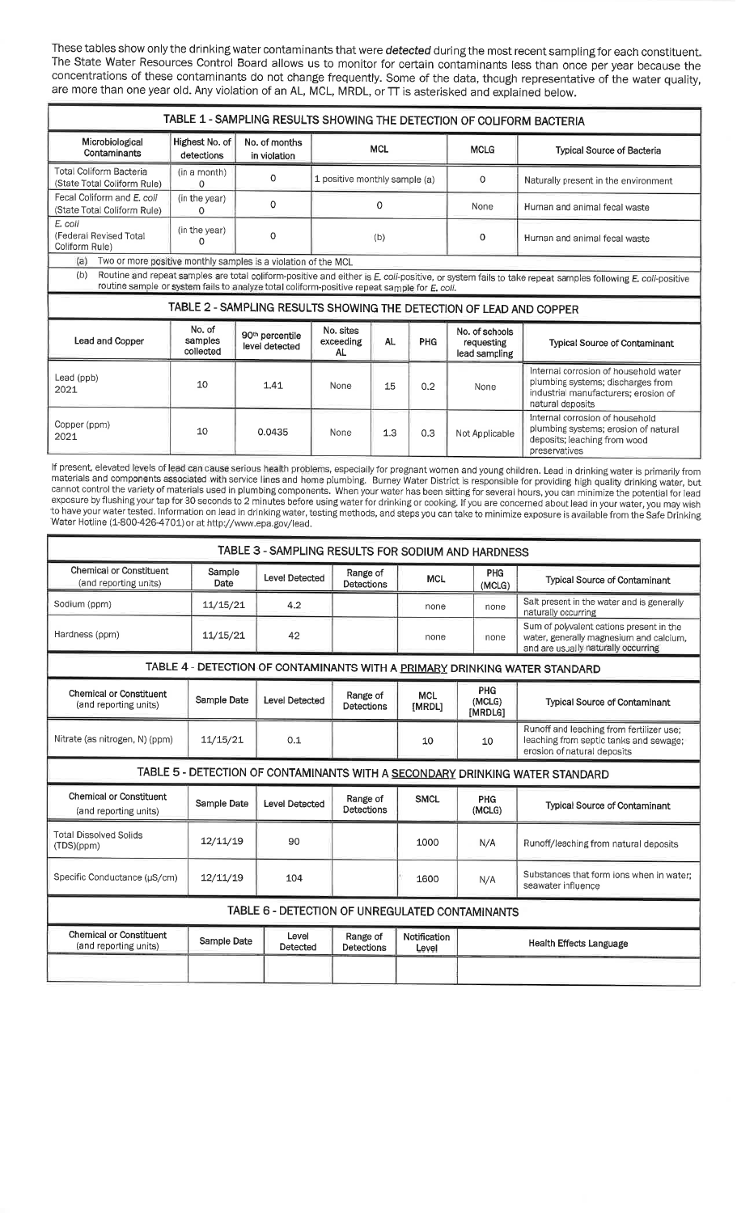These tables show only the drinking water contaminants that were ***detected*** during the most recent sampling for each constituent. The State Water Resources Control Board allows us to monitor for certain contaminants less than once per year because the concentrations of these contaminants do not change frequently. Some of the data, though representative of the water quality, are more than one year old. Any violation of an AL, MCL, MRDL, or TT is asterisked and explained below.

## TABLE 1 - SAMPLING RESULTS SHOWING THE DETECTION OF COLIFORM BACTERIA

| Microbiological Contaminants | Highest No. of detections | No. of months in violation | MCL | MCLG | Typical Source of Bacteria |
|---|---|---|---|---|---|
| Total Coliform Bacteria (State Total Coliform Rule) | (in a month) 0 | 0 | 1 positive monthly sample (a) | 0 | Naturally present in the environment |
| Fecal Coliform and *E. coli* (State Total Coliform Rule) | (in the year) 0 | 0 | 0 | None | Human and animal fecal waste |
| *E. coli* (Federal Revised Total Coliform Rule) | (in the year) 0 | 0 | (b) | 0 | Human and animal fecal waste |

(a) Two or more positive monthly samples is a violation of the MCL

(b) Routine and repeat samples are total coliform-positive and either is *E. coli*-positive, or system fails to take repeat samples following *E. coli*-positive routine sample or system fails to analyze total coliform-positive repeat sample for *E. coli*.

## TABLE 2 - SAMPLING RESULTS SHOWING THE DETECTION OF LEAD AND COPPER

| Lead and Copper | No. of samples collected | 90th percentile level detected | No. sites exceeding AL | AL | PHG | No. of schools requesting lead sampling | Typical Source of Contaminant |
|---|---|---|---|---|---|---|---|
| Lead (ppb) 2021 | 10 | 1.41 | None | 15 | 0.2 | None | Internal corrosion of household water plumbing systems; discharges from industrial manufacturers; erosion of natural deposits |
| Copper (ppm) 2021 | 10 | 0.0435 | None | 1.3 | 0.3 | Not Applicable | Internal corrosion of household plumbing systems; erosion of natural deposits; leaching from wood preservatives |

If present, elevated levels of lead can cause serious health problems, especially for pregnant women and young children. Lead in drinking water is primarily from materials and components associated with service lines and home plumbing. Burney Water District is responsible for providing high quality drinking water, but cannot control the variety of materials used in plumbing components. When your water has been sitting for several hours, you can minimize the potential for lead exposure by flushing your tap for 30 seconds to 2 minutes before using water for drinking or cooking. If you are concerned about lead in your water, you may wish to have your water tested. Information on lead in drinking water, testing methods, and steps you can take to minimize exposure is available from the Safe Drinking Water Hotline (1-800-426-4701) or at http://www.epa.gov/lead.

## TABLE 3 - SAMPLING RESULTS FOR SODIUM AND HARDNESS

| Chemical or Constituent (and reporting units) | Sample Date | Level Detected | Range of Detections | MCL | PHG (MCLG) | Typical Source of Contaminant |
|---|---|---|---|---|---|---|
| Sodium (ppm) | 11/15/21 | 4.2 | | none | none | Salt present in the water and is generally naturally occurring |
| Hardness (ppm) | 11/15/21 | 42 | | none | none | Sum of polyvalent cations present in the water, generally magnesium and calcium, and are usually naturally occurring |

## TABLE 4 - DETECTION OF CONTAMINANTS WITH A PRIMARY DRINKING WATER STANDARD

| Chemical or Constituent (and reporting units) | Sample Date | Level Detected | Range of Detections | MCL [MRDL] | PHG (MCLG) [MRDLG] | Typical Source of Contaminant |
|---|---|---|---|---|---|---|
| Nitrate (as nitrogen, N) (ppm) | 11/15/21 | 0.1 | | 10 | 10 | Runoff and leaching from fertilizer use; leaching from septic tanks and sewage; erosion of natural deposits |

## TABLE 5 - DETECTION OF CONTAMINANTS WITH A SECONDARY DRINKING WATER STANDARD

| Chemical or Constituent (and reporting units) | Sample Date | Level Detected | Range of Detections | SMCL | PHG (MCLG) | Typical Source of Contaminant |
|---|---|---|---|---|---|---|
| Total Dissolved Solids (TDS)(ppm) | 12/11/19 | 90 | | 1000 | N/A | Runoff/leaching from natural deposits |
| Specific Conductance (µS/cm) | 12/11/19 | 104 | | 1600 | N/A | Substances that form ions when in water; seawater influence |

## TABLE 6 - DETECTION OF UNREGULATED CONTAMINANTS

| Chemical or Constituent (and reporting units) | Sample Date | Level Detected | Range of Detections | Notification Level | Health Effects Language |
|---|---|---|---|---|---|
| | | | | | |